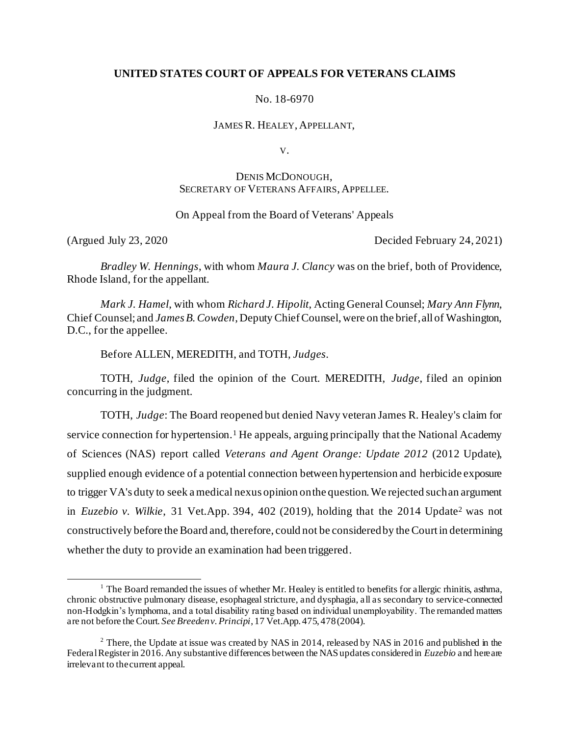**UNITED STATES COURT OF APPEALS FOR VETERANS CLAIMS**

No. 18-6970

JAMES R. HEALEY, APPELLANT,

V.

DENIS MCDONOUGH,
SECRETARY OF VETERANS AFFAIRS, APPELLEE.

On Appeal from the Board of Veterans' Appeals

(Argued July 23, 2020 Decided February 24, 2021)

*Bradley W. Hennings*, with whom *Maura J. Clancy* was on the brief, both of Providence, Rhode Island, for the appellant.

*Mark J. Hamel*, with whom *Richard J. Hipolit*, Acting General Counsel; *Mary Ann Flynn*, Chief Counsel; and *James B. Cowden*, Deputy Chief Counsel, were on the brief, all of Washington, D.C., for the appellee.

Before ALLEN, MEREDITH, and TOTH, *Judges*.

TOTH, *Judge*, filed the opinion of the Court. MEREDITH, *Judge*, filed an opinion concurring in the judgment.

TOTH, *Judge*: The Board reopened but denied Navy veteran James R. Healey's claim for service connection for hypertension.[1] He appeals, arguing principally that the National Academy of Sciences (NAS) report called *Veterans and Agent Orange: Update 2012* (2012 Update), supplied enough evidence of a potential connection between hypertension and herbicide exposure to trigger VA's duty to seek a medical nexus opinion on the question. We rejected such an argument in *Euzebio v. Wilkie*, 31 Vet.App. 394, 402 (2019), holding that the 2014 Update[2] was not constructively before the Board and, therefore, could not be considered by the Court in determining whether the duty to provide an examination had been triggered.

[1] The Board remanded the issues of whether Mr. Healey is entitled to benefits for allergic rhinitis, asthma, chronic obstructive pulmonary disease, esophageal stricture, and dysphagia, all as secondary to service-connected non-Hodgkin's lymphoma, and a total disability rating based on individual unemployability. The remanded matters are not before the Court. *See Breeden v. Principi*, 17 Vet.App. 475, 478 (2004).

[2] There, the Update at issue was created by NAS in 2014, released by NAS in 2016 and published in the Federal Register in 2016. Any substantive differences between the NAS updates considered in *Euzebio* and here are irrelevant to the current appeal.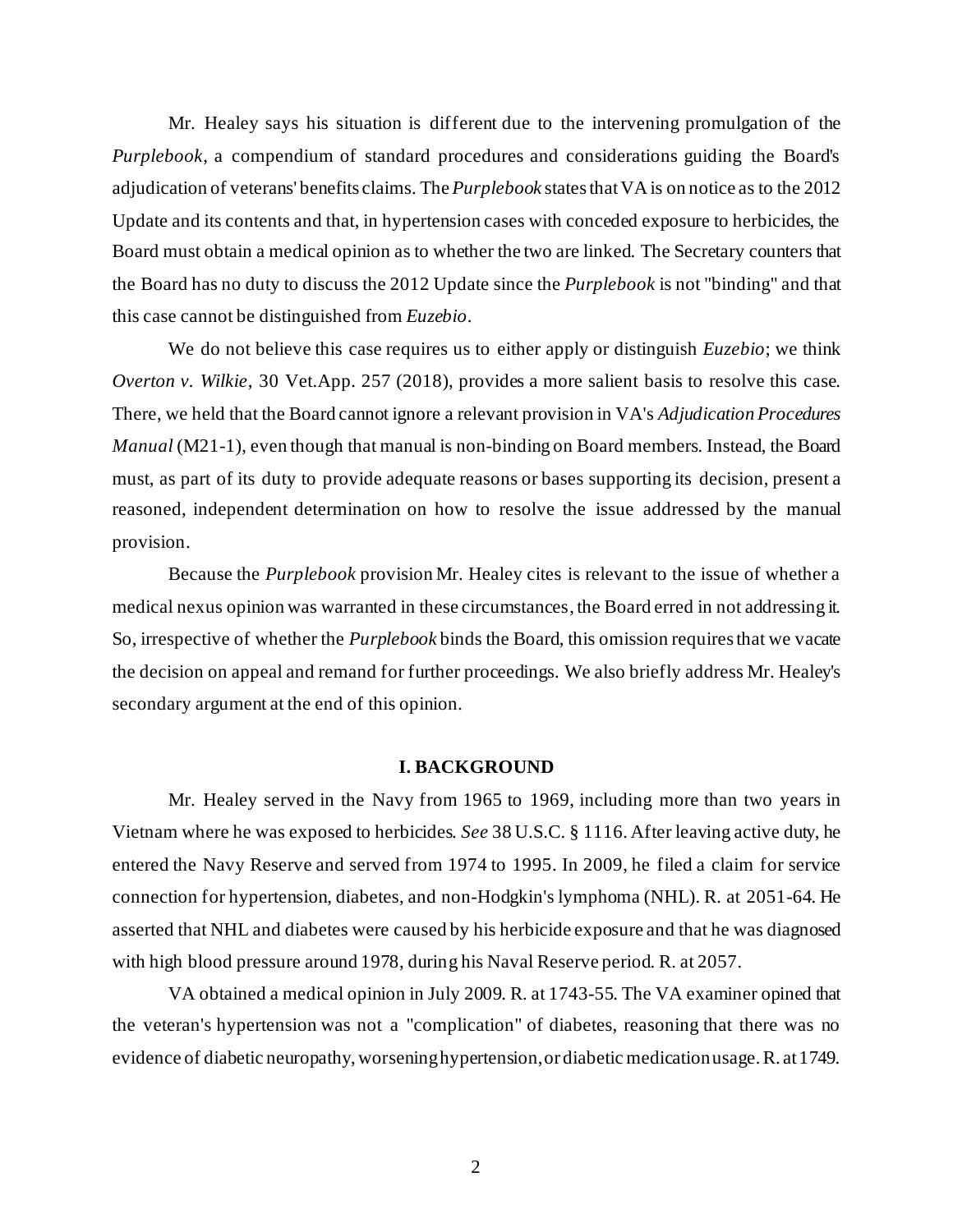Mr. Healey says his situation is different due to the intervening promulgation of the *Purplebook*, a compendium of standard procedures and considerations guiding the Board's adjudication of veterans' benefits claims. The *Purplebook* states that VA is on notice as to the 2012 Update and its contents and that, in hypertension cases with conceded exposure to herbicides, the Board must obtain a medical opinion as to whether the two are linked. The Secretary counters that the Board has no duty to discuss the 2012 Update since the *Purplebook* is not "binding" and that this case cannot be distinguished from *Euzebio*.

We do not believe this case requires us to either apply or distinguish *Euzebio*; we think *Overton v. Wilkie*, 30 Vet.App. 257 (2018), provides a more salient basis to resolve this case. There, we held that the Board cannot ignore a relevant provision in VA's *Adjudication Procedures Manual* (M21-1), even though that manual is non-binding on Board members. Instead, the Board must, as part of its duty to provide adequate reasons or bases supporting its decision, present a reasoned, independent determination on how to resolve the issue addressed by the manual provision.

Because the *Purplebook* provision Mr. Healey cites is relevant to the issue of whether a medical nexus opinion was warranted in these circumstances, the Board erred in not addressing it. So, irrespective of whether the *Purplebook* binds the Board, this omission requires that we vacate the decision on appeal and remand for further proceedings. We also briefly address Mr. Healey's secondary argument at the end of this opinion.

## I. BACKGROUND

Mr. Healey served in the Navy from 1965 to 1969, including more than two years in Vietnam where he was exposed to herbicides. *See* 38 U.S.C. § 1116. After leaving active duty, he entered the Navy Reserve and served from 1974 to 1995. In 2009, he filed a claim for service connection for hypertension, diabetes, and non-Hodgkin's lymphoma (NHL). R. at 2051-64. He asserted that NHL and diabetes were caused by his herbicide exposure and that he was diagnosed with high blood pressure around 1978, during his Naval Reserve period. R. at 2057.

VA obtained a medical opinion in July 2009. R. at 1743-55. The VA examiner opined that the veteran's hypertension was not a "complication" of diabetes, reasoning that there was no evidence of diabetic neuropathy, worsening hypertension, or diabetic medication usage. R. at 1749.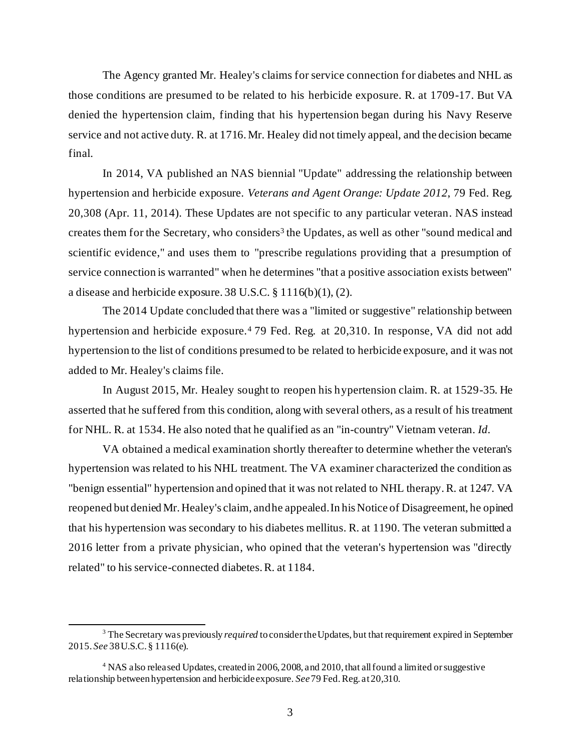The Agency granted Mr. Healey's claims for service connection for diabetes and NHL as those conditions are presumed to be related to his herbicide exposure. R. at 1709-17. But VA denied the hypertension claim, finding that his hypertension began during his Navy Reserve service and not active duty. R. at 1716. Mr. Healey did not timely appeal, and the decision became final.

In 2014, VA published an NAS biennial "Update" addressing the relationship between hypertension and herbicide exposure. *Veterans and Agent Orange: Update 2012,* 79 Fed. Reg. 20,308 (Apr. 11, 2014). These Updates are not specific to any particular veteran. NAS instead creates them for the Secretary, who considers[3] the Updates, as well as other "sound medical and scientific evidence," and uses them to "prescribe regulations providing that a presumption of service connection is warranted" when he determines "that a positive association exists between" a disease and herbicide exposure. 38 U.S.C. § 1116(b)(1), (2).

The 2014 Update concluded that there was a "limited or suggestive" relationship between hypertension and herbicide exposure.[4] 79 Fed. Reg. at 20,310. In response, VA did not add hypertension to the list of conditions presumed to be related to herbicide exposure, and it was not added to Mr. Healey's claims file.

In August 2015, Mr. Healey sought to reopen his hypertension claim. R. at 1529-35. He asserted that he suffered from this condition, along with several others, as a result of his treatment for NHL. R. at 1534. He also noted that he qualified as an "in-country" Vietnam veteran. *Id.*

VA obtained a medical examination shortly thereafter to determine whether the veteran's hypertension was related to his NHL treatment. The VA examiner characterized the condition as "benign essential" hypertension and opined that it was not related to NHL therapy. R. at 1247. VA reopened but denied Mr. Healey's claim, and he appealed. In his Notice of Disagreement, he opined that his hypertension was secondary to his diabetes mellitus. R. at 1190. The veteran submitted a 2016 letter from a private physician, who opined that the veteran's hypertension was "directly related" to his service-connected diabetes. R. at 1184.

---

[3] The Secretary was previously *required* to consider the Updates, but that requirement expired in September 2015. *See* 38 U.S.C. § 1116(e).

[4] NAS also released Updates, created in 2006, 2008, and 2010, that all found a limited or suggestive relationship between hypertension and herbicide exposure. *See* 79 Fed. Reg. at 20,310.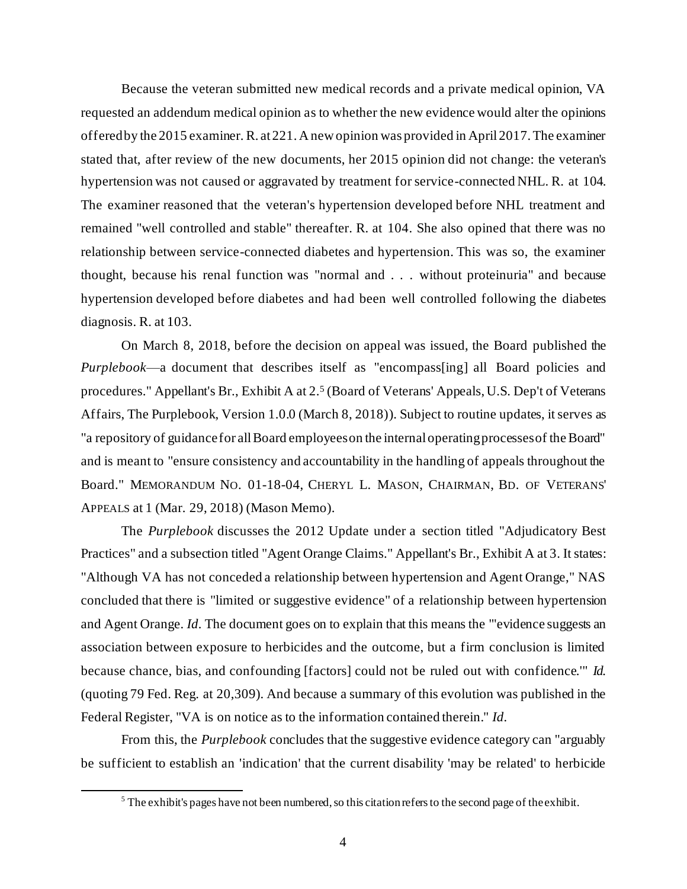Because the veteran submitted new medical records and a private medical opinion, VA requested an addendum medical opinion as to whether the new evidence would alter the opinions offered by the 2015 examiner. R. at 221. A new opinion was provided in April 2017. The examiner stated that, after review of the new documents, her 2015 opinion did not change: the veteran's hypertension was not caused or aggravated by treatment for service-connected NHL. R. at 104. The examiner reasoned that the veteran's hypertension developed before NHL treatment and remained "well controlled and stable" thereafter. R. at 104. She also opined that there was no relationship between service-connected diabetes and hypertension. This was so, the examiner thought, because his renal function was "normal and . . . without proteinuria" and because hypertension developed before diabetes and had been well controlled following the diabetes diagnosis. R. at 103.

On March 8, 2018, before the decision on appeal was issued, the Board published the *Purplebook*—a document that describes itself as "encompass[ing] all Board policies and procedures." Appellant's Br., Exhibit A at 2.[5] (Board of Veterans' Appeals, U.S. Dep't of Veterans Affairs, The Purplebook, Version 1.0.0 (March 8, 2018)). Subject to routine updates, it serves as "a repository of guidance for all Board employees on the internal operating processes of the Board" and is meant to "ensure consistency and accountability in the handling of appeals throughout the Board." MEMORANDUM NO. 01-18-04, CHERYL L. MASON, CHAIRMAN, BD. OF VETERANS' APPEALS at 1 (Mar. 29, 2018) (Mason Memo).

The *Purplebook* discusses the 2012 Update under a section titled "Adjudicatory Best Practices" and a subsection titled "Agent Orange Claims." Appellant's Br., Exhibit A at 3. It states: "Although VA has not conceded a relationship between hypertension and Agent Orange," NAS concluded that there is "limited or suggestive evidence" of a relationship between hypertension and Agent Orange. *Id*. The document goes on to explain that this means the "'evidence suggests an association between exposure to herbicides and the outcome, but a firm conclusion is limited because chance, bias, and confounding [factors] could not be ruled out with confidence.'" *Id*. (quoting 79 Fed. Reg. at 20,309). And because a summary of this evolution was published in the Federal Register, "VA is on notice as to the information contained therein." *Id*.

From this, the *Purplebook* concludes that the suggestive evidence category can "arguably be sufficient to establish an 'indication' that the current disability 'may be related' to herbicide

[5] The exhibit's pages have not been numbered, so this citation refers to the second page of the exhibit.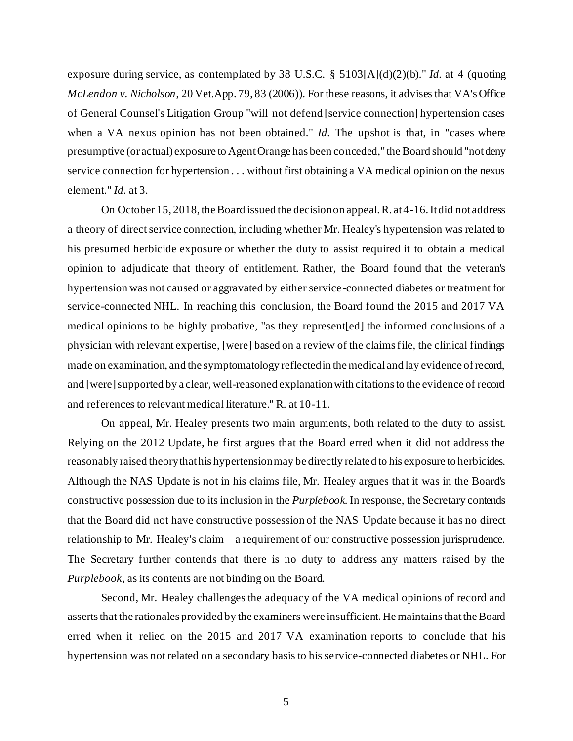exposure during service, as contemplated by 38 U.S.C. § 5103[A](d)(2)(b)." *Id.* at 4 (quoting *McLendon v. Nicholson*, 20 Vet.App. 79, 83 (2006)). For these reasons, it advises that VA's Office of General Counsel's Litigation Group "will not defend [service connection] hypertension cases when a VA nexus opinion has not been obtained." *Id.* The upshot is that, in "cases where presumptive (or actual) exposure to Agent Orange has been conceded," the Board should "not deny service connection for hypertension . . . without first obtaining a VA medical opinion on the nexus element." *Id.* at 3.

On October 15, 2018, the Board issued the decision on appeal. R. at 4-16. It did not address a theory of direct service connection, including whether Mr. Healey's hypertension was related to his presumed herbicide exposure or whether the duty to assist required it to obtain a medical opinion to adjudicate that theory of entitlement. Rather, the Board found that the veteran's hypertension was not caused or aggravated by either service-connected diabetes or treatment for service-connected NHL. In reaching this conclusion, the Board found the 2015 and 2017 VA medical opinions to be highly probative, "as they represent[ed] the informed conclusions of a physician with relevant expertise, [were] based on a review of the claims file, the clinical findings made on examination, and the symptomatology reflected in the medical and lay evidence of record, and [were] supported by a clear, well-reasoned explanation with citations to the evidence of record and references to relevant medical literature." R. at 10-11.

On appeal, Mr. Healey presents two main arguments, both related to the duty to assist. Relying on the 2012 Update, he first argues that the Board erred when it did not address the reasonably raised theory that his hypertension may be directly related to his exposure to herbicides. Although the NAS Update is not in his claims file, Mr. Healey argues that it was in the Board's constructive possession due to its inclusion in the *Purplebook*. In response, the Secretary contends that the Board did not have constructive possession of the NAS Update because it has no direct relationship to Mr. Healey's claim—a requirement of our constructive possession jurisprudence. The Secretary further contends that there is no duty to address any matters raised by the *Purplebook*, as its contents are not binding on the Board.

Second, Mr. Healey challenges the adequacy of the VA medical opinions of record and asserts that the rationales provided by the examiners were insufficient. He maintains that the Board erred when it relied on the 2015 and 2017 VA examination reports to conclude that his hypertension was not related on a secondary basis to his service-connected diabetes or NHL. For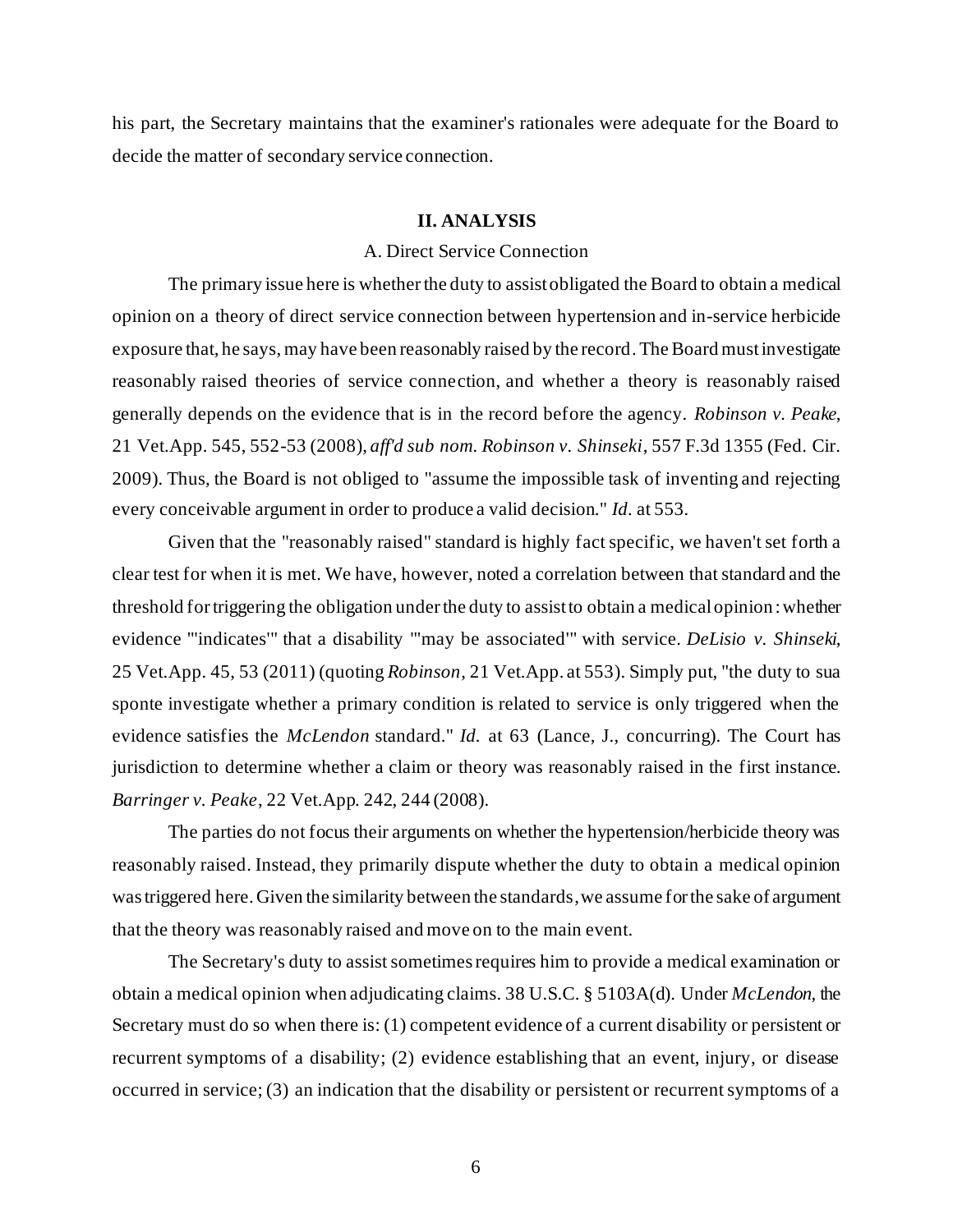his part, the Secretary maintains that the examiner's rationales were adequate for the Board to decide the matter of secondary service connection.

## II. ANALYSIS

### A. Direct Service Connection

The primary issue here is whether the duty to assist obligated the Board to obtain a medical opinion on a theory of direct service connection between hypertension and in-service herbicide exposure that, he says, may have been reasonably raised by the record. The Board must investigate reasonably raised theories of service connection, and whether a theory is reasonably raised generally depends on the evidence that is in the record before the agency. *Robinson v. Peake*, 21 Vet.App. 545, 552-53 (2008), *aff'd sub nom. Robinson v. Shinseki*, 557 F.3d 1355 (Fed. Cir. 2009). Thus, the Board is not obliged to "assume the impossible task of inventing and rejecting every conceivable argument in order to produce a valid decision." *Id.* at 553.

Given that the "reasonably raised" standard is highly fact specific, we haven't set forth a clear test for when it is met. We have, however, noted a correlation between that standard and the threshold for triggering the obligation under the duty to assist to obtain a medical opinion: whether evidence "'indicates'" that a disability "'may be associated'" with service. *DeLisio v. Shinseki*, 25 Vet.App. 45, 53 (2011) (quoting *Robinson*, 21 Vet.App. at 553). Simply put, "the duty to sua sponte investigate whether a primary condition is related to service is only triggered when the evidence satisfies the *McLendon* standard." *Id.* at 63 (Lance, J., concurring). The Court has jurisdiction to determine whether a claim or theory was reasonably raised in the first instance. *Barringer v. Peake*, 22 Vet.App. 242, 244 (2008).

The parties do not focus their arguments on whether the hypertension/herbicide theory was reasonably raised. Instead, they primarily dispute whether the duty to obtain a medical opinion was triggered here. Given the similarity between the standards, we assume for the sake of argument that the theory was reasonably raised and move on to the main event.

The Secretary's duty to assist sometimes requires him to provide a medical examination or obtain a medical opinion when adjudicating claims. 38 U.S.C. § 5103A(d). Under *McLendon*, the Secretary must do so when there is: (1) competent evidence of a current disability or persistent or recurrent symptoms of a disability; (2) evidence establishing that an event, injury, or disease occurred in service; (3) an indication that the disability or persistent or recurrent symptoms of a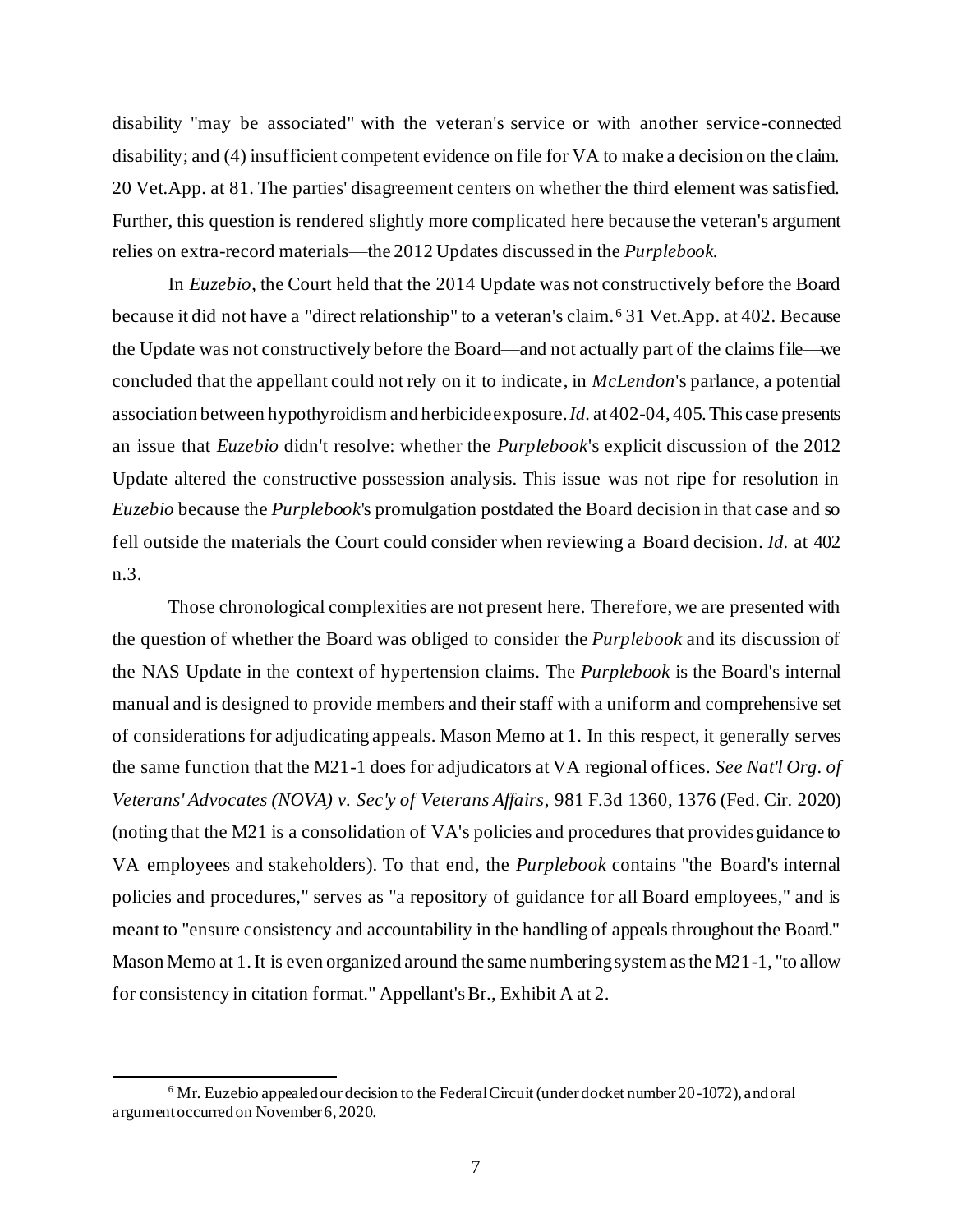disability "may be associated" with the veteran's service or with another service-connected disability; and (4) insufficient competent evidence on file for VA to make a decision on the claim. 20 Vet.App. at 81. The parties' disagreement centers on whether the third element was satisfied. Further, this question is rendered slightly more complicated here because the veteran's argument relies on extra-record materials—the 2012 Updates discussed in the *Purplebook*.

In *Euzebio*, the Court held that the 2014 Update was not constructively before the Board because it did not have a "direct relationship" to a veteran's claim.[6] 31 Vet.App. at 402. Because the Update was not constructively before the Board—and not actually part of the claims file—we concluded that the appellant could not rely on it to indicate, in *McLendon*'s parlance, a potential association between hypothyroidism and herbicide exposure. *Id.* at 402-04, 405. This case presents an issue that *Euzebio* didn't resolve: whether the *Purplebook*'s explicit discussion of the 2012 Update altered the constructive possession analysis. This issue was not ripe for resolution in *Euzebio* because the *Purplebook*'s promulgation postdated the Board decision in that case and so fell outside the materials the Court could consider when reviewing a Board decision. *Id.* at 402 n.3.

Those chronological complexities are not present here. Therefore, we are presented with the question of whether the Board was obliged to consider the *Purplebook* and its discussion of the NAS Update in the context of hypertension claims. The *Purplebook* is the Board's internal manual and is designed to provide members and their staff with a uniform and comprehensive set of considerations for adjudicating appeals. Mason Memo at 1. In this respect, it generally serves the same function that the M21-1 does for adjudicators at VA regional offices. *See Nat'l Org. of Veterans' Advocates (NOVA) v. Sec'y of Veterans Affairs*, 981 F.3d 1360, 1376 (Fed. Cir. 2020) (noting that the M21 is a consolidation of VA's policies and procedures that provides guidance to VA employees and stakeholders). To that end, the *Purplebook* contains "the Board's internal policies and procedures," serves as "a repository of guidance for all Board employees," and is meant to "ensure consistency and accountability in the handling of appeals throughout the Board." Mason Memo at 1. It is even organized around the same numbering system as the M21-1, "to allow for consistency in citation format." Appellant's Br., Exhibit A at 2.

[6] Mr. Euzebio appealed our decision to the Federal Circuit (under docket number 20-1072), and oral argument occurred on November 6, 2020.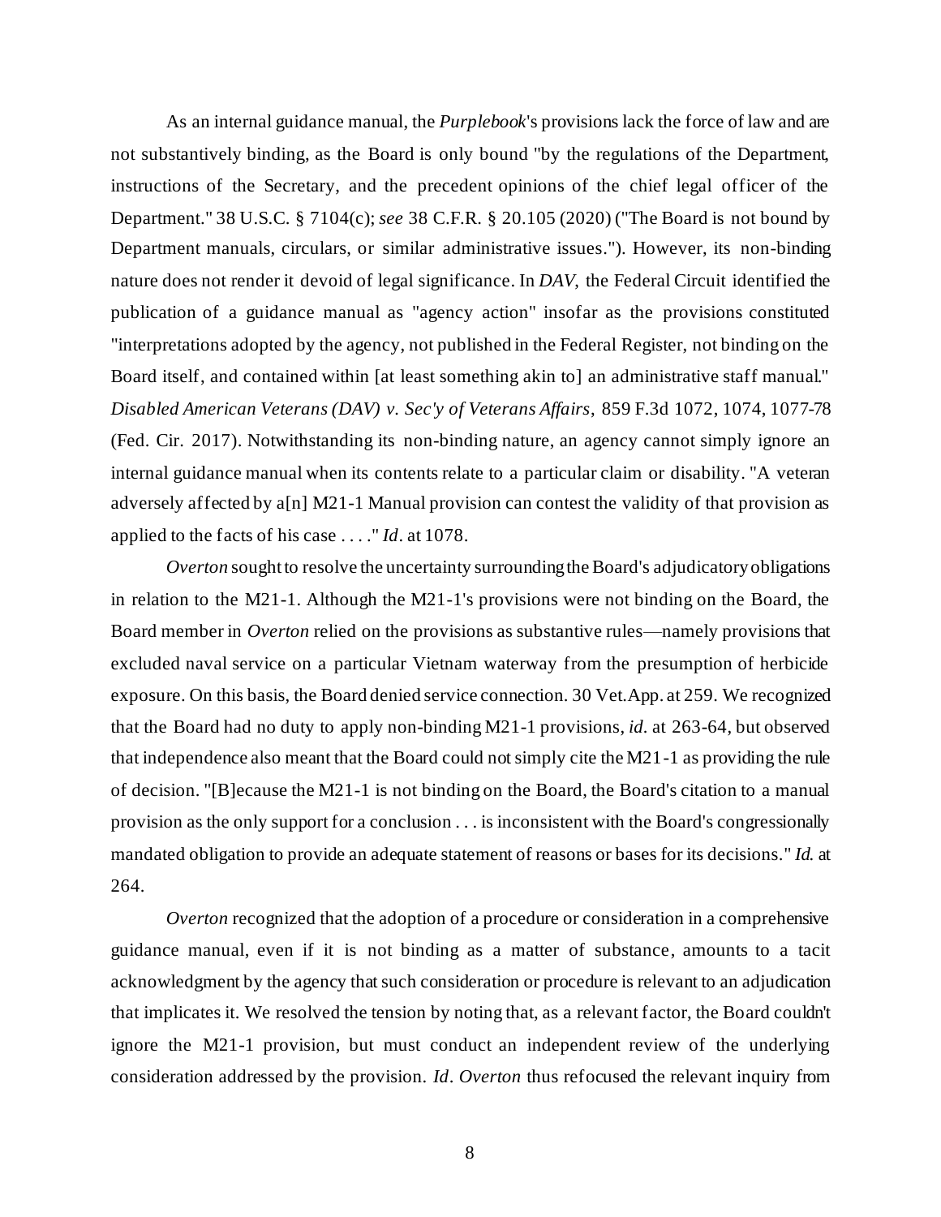As an internal guidance manual, the *Purplebook*'s provisions lack the force of law and are not substantively binding, as the Board is only bound "by the regulations of the Department, instructions of the Secretary, and the precedent opinions of the chief legal officer of the Department." 38 U.S.C. § 7104(c); *see* 38 C.F.R. § 20.105 (2020) ("The Board is not bound by Department manuals, circulars, or similar administrative issues."). However, its non-binding nature does not render it devoid of legal significance. In *DAV*, the Federal Circuit identified the publication of a guidance manual as "agency action" insofar as the provisions constituted "interpretations adopted by the agency, not published in the Federal Register, not binding on the Board itself, and contained within [at least something akin to] an administrative staff manual." *Disabled American Veterans (DAV) v. Sec'y of Veterans Affairs*, 859 F.3d 1072, 1074, 1077-78 (Fed. Cir. 2017). Notwithstanding its non-binding nature, an agency cannot simply ignore an internal guidance manual when its contents relate to a particular claim or disability. "A veteran adversely affected by a[n] M21-1 Manual provision can contest the validity of that provision as applied to the facts of his case . . . ." *Id*. at 1078.

*Overton* sought to resolve the uncertainty surrounding the Board's adjudicatory obligations in relation to the M21-1. Although the M21-1's provisions were not binding on the Board, the Board member in *Overton* relied on the provisions as substantive rules—namely provisions that excluded naval service on a particular Vietnam waterway from the presumption of herbicide exposure. On this basis, the Board denied service connection. 30 Vet.App. at 259. We recognized that the Board had no duty to apply non-binding M21-1 provisions, *id*. at 263-64, but observed that independence also meant that the Board could not simply cite the M21-1 as providing the rule of decision. "[B]ecause the M21-1 is not binding on the Board, the Board's citation to a manual provision as the only support for a conclusion . . . is inconsistent with the Board's congressionally mandated obligation to provide an adequate statement of reasons or bases for its decisions." *Id*. at 264.

*Overton* recognized that the adoption of a procedure or consideration in a comprehensive guidance manual, even if it is not binding as a matter of substance, amounts to a tacit acknowledgment by the agency that such consideration or procedure is relevant to an adjudication that implicates it. We resolved the tension by noting that, as a relevant factor, the Board couldn't ignore the M21-1 provision, but must conduct an independent review of the underlying consideration addressed by the provision. *Id*. *Overton* thus refocused the relevant inquiry from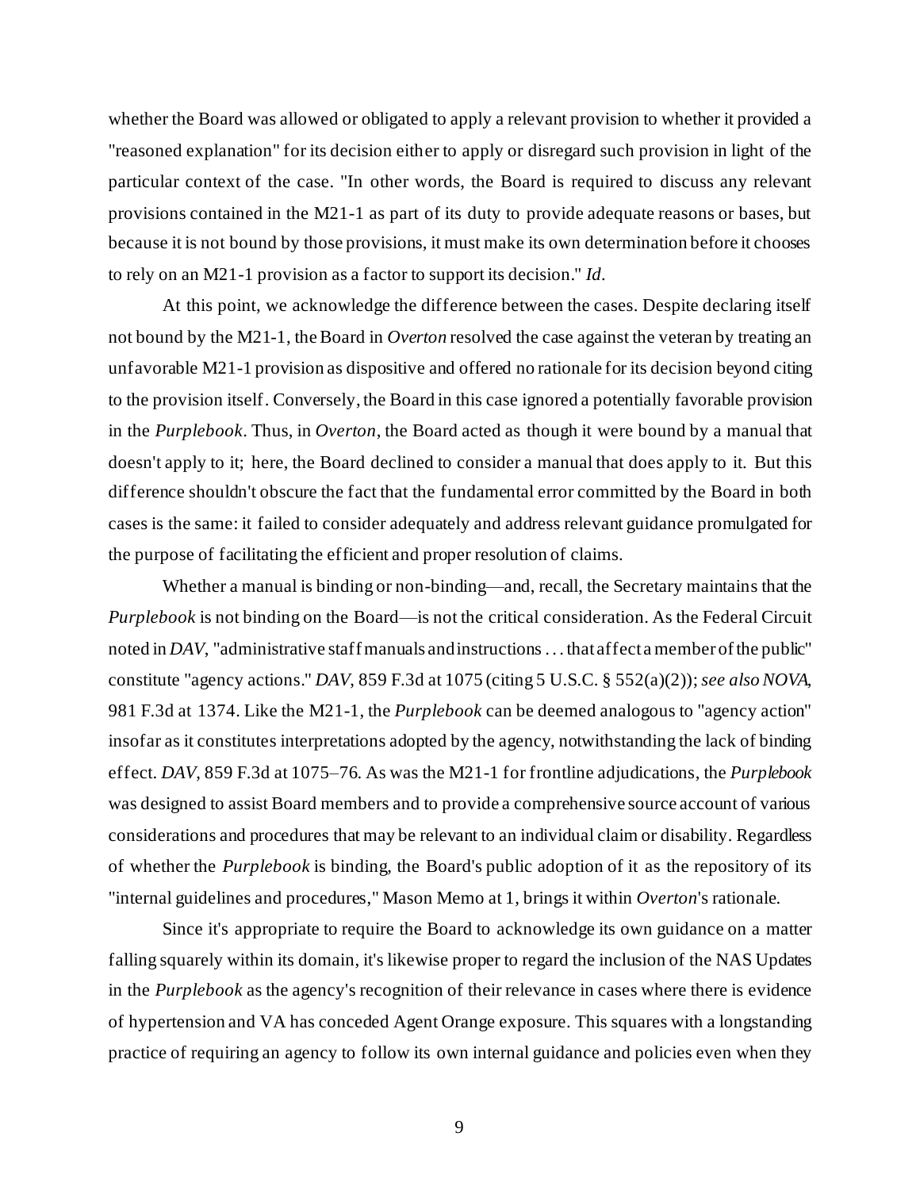whether the Board was allowed or obligated to apply a relevant provision to whether it provided a "reasoned explanation" for its decision either to apply or disregard such provision in light of the particular context of the case. "In other words, the Board is required to discuss any relevant provisions contained in the M21-1 as part of its duty to provide adequate reasons or bases, but because it is not bound by those provisions, it must make its own determination before it chooses to rely on an M21-1 provision as a factor to support its decision." *Id*.

At this point, we acknowledge the difference between the cases. Despite declaring itself not bound by the M21-1, the Board in *Overton* resolved the case against the veteran by treating an unfavorable M21-1 provision as dispositive and offered no rationale for its decision beyond citing to the provision itself. Conversely, the Board in this case ignored a potentially favorable provision in the *Purplebook*. Thus, in *Overton*, the Board acted as though it were bound by a manual that doesn't apply to it; here, the Board declined to consider a manual that does apply to it. But this difference shouldn't obscure the fact that the fundamental error committed by the Board in both cases is the same: it failed to consider adequately and address relevant guidance promulgated for the purpose of facilitating the efficient and proper resolution of claims.

Whether a manual is binding or non-binding—and, recall, the Secretary maintains that the *Purplebook* is not binding on the Board—is not the critical consideration. As the Federal Circuit noted in *DAV*, "administrative staff manuals and instructions . . . that affect a member of the public" constitute "agency actions." *DAV*, 859 F.3d at 1075 (citing 5 U.S.C. § 552(a)(2)); *see also NOVA*, 981 F.3d at 1374. Like the M21-1, the *Purplebook* can be deemed analogous to "agency action" insofar as it constitutes interpretations adopted by the agency, notwithstanding the lack of binding effect. *DAV*, 859 F.3d at 1075–76. As was the M21-1 for frontline adjudications, the *Purplebook* was designed to assist Board members and to provide a comprehensive source account of various considerations and procedures that may be relevant to an individual claim or disability. Regardless of whether the *Purplebook* is binding, the Board's public adoption of it as the repository of its "internal guidelines and procedures," Mason Memo at 1, brings it within *Overton*'s rationale.

Since it's appropriate to require the Board to acknowledge its own guidance on a matter falling squarely within its domain, it's likewise proper to regard the inclusion of the NAS Updates in the *Purplebook* as the agency's recognition of their relevance in cases where there is evidence of hypertension and VA has conceded Agent Orange exposure. This squares with a longstanding practice of requiring an agency to follow its own internal guidance and policies even when they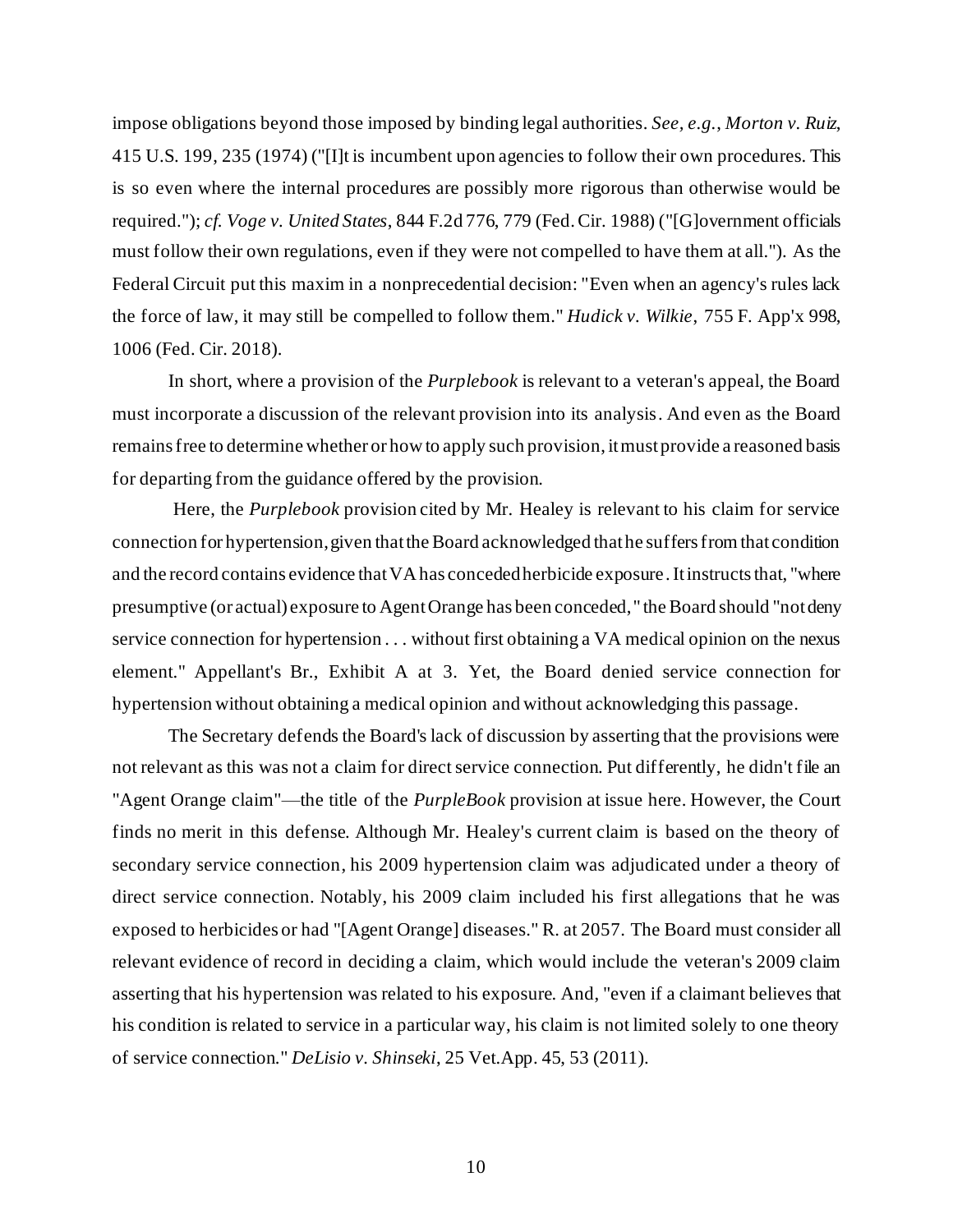impose obligations beyond those imposed by binding legal authorities. *See, e.g.*, *Morton v. Ruiz*, 415 U.S. 199, 235 (1974) ("[I]t is incumbent upon agencies to follow their own procedures. This is so even where the internal procedures are possibly more rigorous than otherwise would be required."); *cf. Voge v. United States*, 844 F.2d 776, 779 (Fed. Cir. 1988) ("[G]overnment officials must follow their own regulations, even if they were not compelled to have them at all."). As the Federal Circuit put this maxim in a nonprecedential decision: "Even when an agency's rules lack the force of law, it may still be compelled to follow them." *Hudick v. Wilkie*, 755 F. App'x 998, 1006 (Fed. Cir. 2018).

In short, where a provision of the *Purplebook* is relevant to a veteran's appeal, the Board must incorporate a discussion of the relevant provision into its analysis. And even as the Board remains free to determine whether or how to apply such provision, it must provide a reasoned basis for departing from the guidance offered by the provision.

Here, the *Purplebook* provision cited by Mr. Healey is relevant to his claim for service connection for hypertension, given that the Board acknowledged that he suffers from that condition and the record contains evidence that VA has conceded herbicide exposure. It instructs that, "where presumptive (or actual) exposure to Agent Orange has been conceded," the Board should "not deny service connection for hypertension . . . without first obtaining a VA medical opinion on the nexus element." Appellant's Br., Exhibit A at 3. Yet, the Board denied service connection for hypertension without obtaining a medical opinion and without acknowledging this passage.

The Secretary defends the Board's lack of discussion by asserting that the provisions were not relevant as this was not a claim for direct service connection. Put differently, he didn't file an "Agent Orange claim"—the title of the *PurpleBook* provision at issue here. However, the Court finds no merit in this defense. Although Mr. Healey's current claim is based on the theory of secondary service connection, his 2009 hypertension claim was adjudicated under a theory of direct service connection. Notably, his 2009 claim included his first allegations that he was exposed to herbicides or had "[Agent Orange] diseases." R. at 2057. The Board must consider all relevant evidence of record in deciding a claim, which would include the veteran's 2009 claim asserting that his hypertension was related to his exposure. And, "even if a claimant believes that his condition is related to service in a particular way, his claim is not limited solely to one theory of service connection." *DeLisio v. Shinseki*, 25 Vet.App. 45, 53 (2011).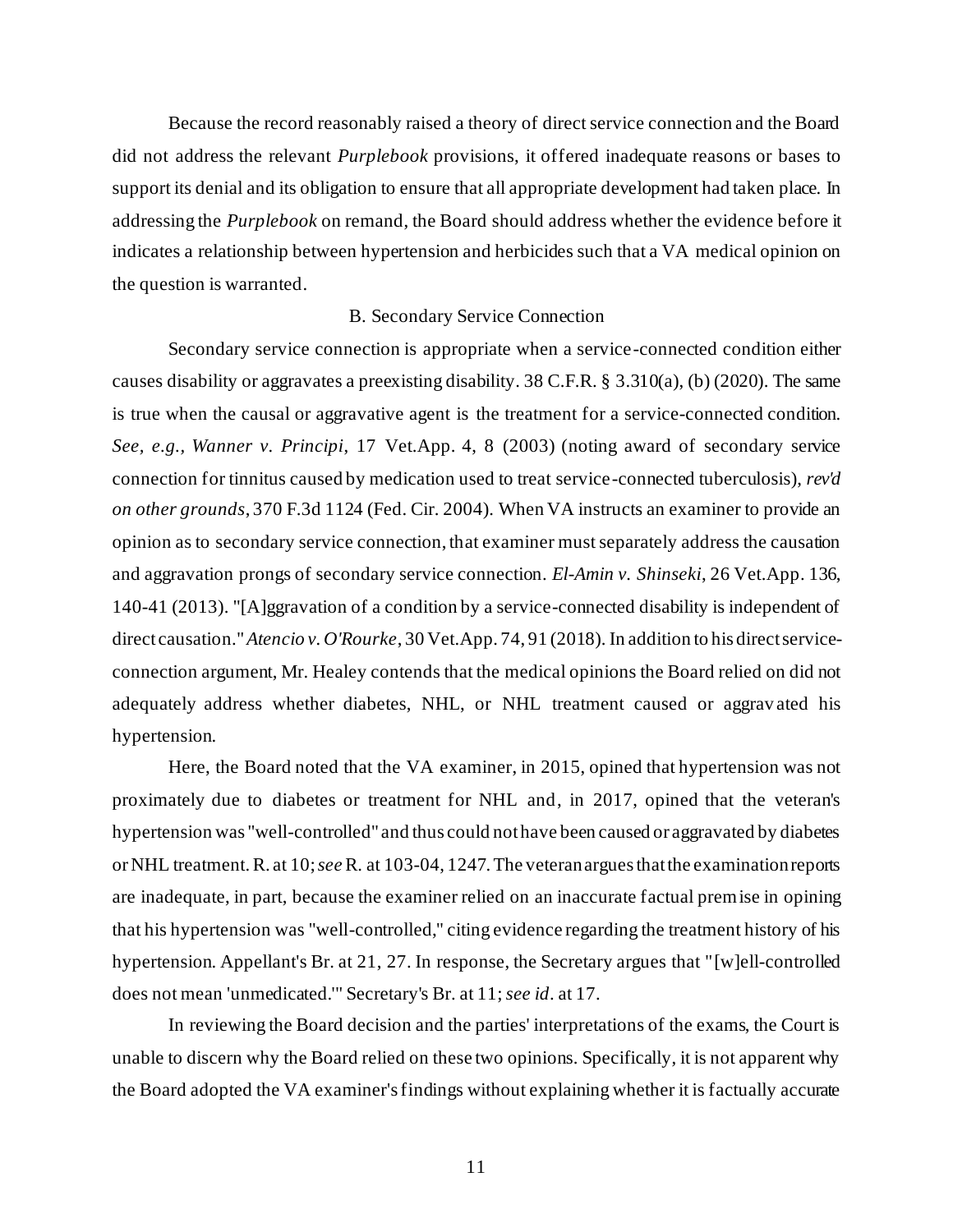Because the record reasonably raised a theory of direct service connection and the Board did not address the relevant *Purplebook* provisions, it offered inadequate reasons or bases to support its denial and its obligation to ensure that all appropriate development had taken place. In addressing the *Purplebook* on remand, the Board should address whether the evidence before it indicates a relationship between hypertension and herbicides such that a VA medical opinion on the question is warranted.

B. Secondary Service Connection

Secondary service connection is appropriate when a service-connected condition either causes disability or aggravates a preexisting disability. 38 C.F.R. § 3.310(a), (b) (2020). The same is true when the causal or aggravative agent is the treatment for a service-connected condition. *See, e.g., Wanner v. Principi*, 17 Vet.App. 4, 8 (2003) (noting award of secondary service connection for tinnitus caused by medication used to treat service-connected tuberculosis), *rev'd on other grounds*, 370 F.3d 1124 (Fed. Cir. 2004). When VA instructs an examiner to provide an opinion as to secondary service connection, that examiner must separately address the causation and aggravation prongs of secondary service connection. *El-Amin v. Shinseki*, 26 Vet.App. 136, 140-41 (2013). "[A]ggravation of a condition by a service-connected disability is independent of direct causation." *Atencio v. O'Rourke*, 30 Vet.App. 74, 91 (2018). In addition to his direct service-connection argument, Mr. Healey contends that the medical opinions the Board relied on did not adequately address whether diabetes, NHL, or NHL treatment caused or aggravated his hypertension.

Here, the Board noted that the VA examiner, in 2015, opined that hypertension was not proximately due to diabetes or treatment for NHL and, in 2017, opined that the veteran's hypertension was "well-controlled" and thus could not have been caused or aggravated by diabetes or NHL treatment. R. at 10; *see* R. at 103-04, 1247. The veteran argues that the examination reports are inadequate, in part, because the examiner relied on an inaccurate factual premise in opining that his hypertension was "well-controlled," citing evidence regarding the treatment history of his hypertension. Appellant's Br. at 21, 27. In response, the Secretary argues that "[w]ell-controlled does not mean 'unmedicated.'" Secretary's Br. at 11; *see id*. at 17.

In reviewing the Board decision and the parties' interpretations of the exams, the Court is unable to discern why the Board relied on these two opinions. Specifically, it is not apparent why the Board adopted the VA examiner's findings without explaining whether it is factually accurate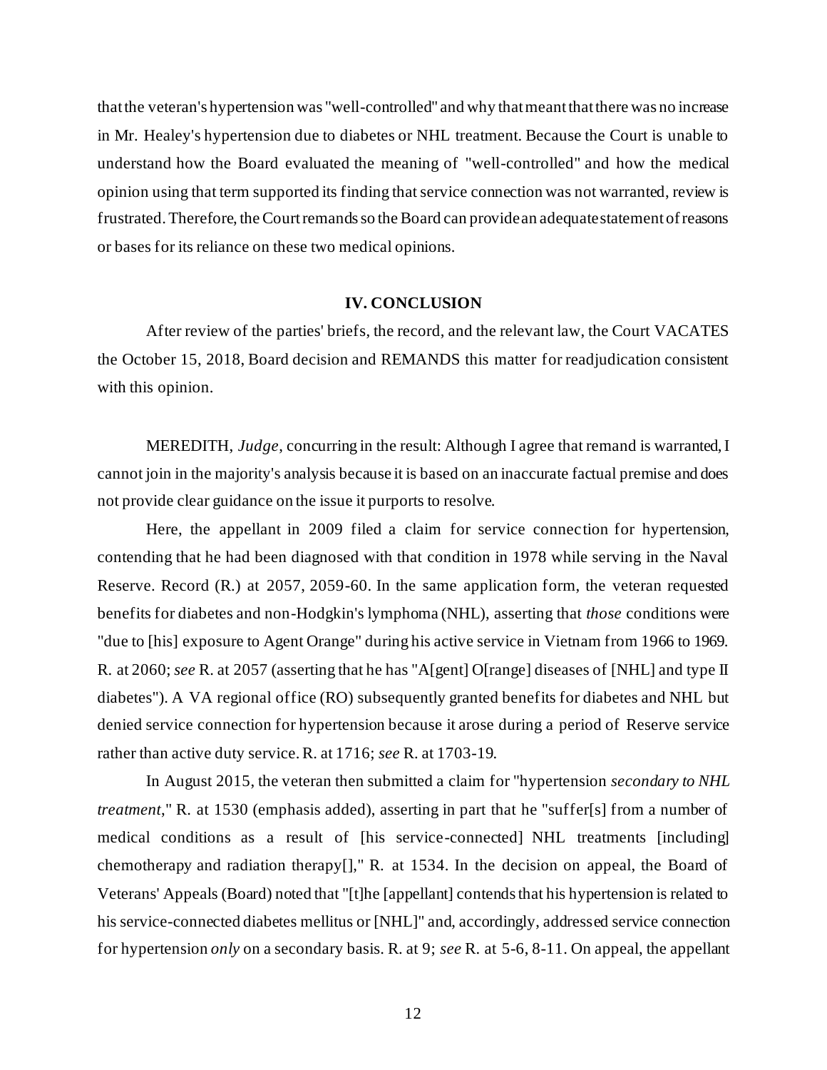that the veteran's hypertension was "well-controlled" and why that meant that there was no increase in Mr. Healey's hypertension due to diabetes or NHL treatment. Because the Court is unable to understand how the Board evaluated the meaning of "well-controlled" and how the medical opinion using that term supported its finding that service connection was not warranted, review is frustrated. Therefore, the Court remands so the Board can provide an adequate statement of reasons or bases for its reliance on these two medical opinions.

## IV. CONCLUSION

After review of the parties' briefs, the record, and the relevant law, the Court VACATES the October 15, 2018, Board decision and REMANDS this matter for readjudication consistent with this opinion.

MEREDITH, *Judge*, concurring in the result: Although I agree that remand is warranted, I cannot join in the majority's analysis because it is based on an inaccurate factual premise and does not provide clear guidance on the issue it purports to resolve.

Here, the appellant in 2009 filed a claim for service connection for hypertension, contending that he had been diagnosed with that condition in 1978 while serving in the Naval Reserve. Record (R.) at 2057, 2059-60. In the same application form, the veteran requested benefits for diabetes and non-Hodgkin's lymphoma (NHL), asserting that *those* conditions were "due to [his] exposure to Agent Orange" during his active service in Vietnam from 1966 to 1969. R. at 2060; *see* R. at 2057 (asserting that he has "A[gent] O[range] diseases of [NHL] and type II diabetes"). A VA regional office (RO) subsequently granted benefits for diabetes and NHL but denied service connection for hypertension because it arose during a period of Reserve service rather than active duty service. R. at 1716; *see* R. at 1703-19.

In August 2015, the veteran then submitted a claim for "hypertension *secondary to NHL treatment*," R. at 1530 (emphasis added), asserting in part that he "suffer[s] from a number of medical conditions as a result of [his service-connected] NHL treatments [including] chemotherapy and radiation therapy[]," R. at 1534. In the decision on appeal, the Board of Veterans' Appeals (Board) noted that "[t]he [appellant] contends that his hypertension is related to his service-connected diabetes mellitus or [NHL]" and, accordingly, addressed service connection for hypertension *only* on a secondary basis. R. at 9; *see* R. at 5-6, 8-11. On appeal, the appellant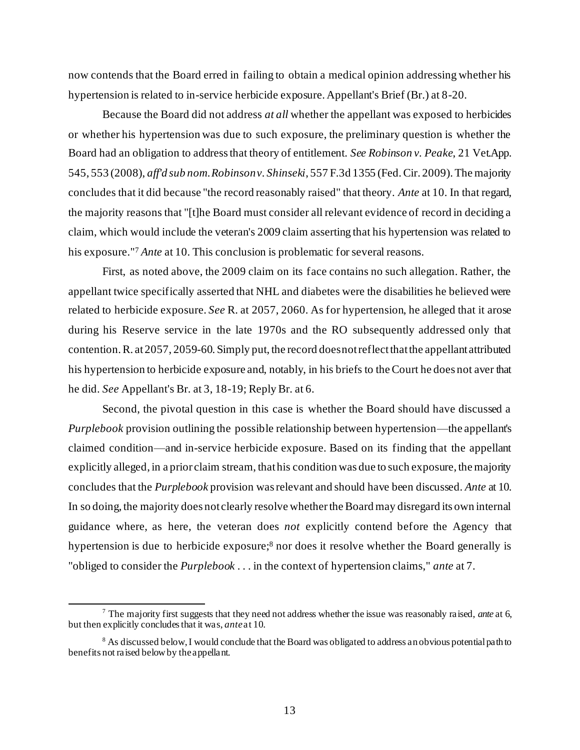now contends that the Board erred in failing to obtain a medical opinion addressing whether his hypertension is related to in-service herbicide exposure. Appellant's Brief (Br.) at 8-20.

Because the Board did not address *at all* whether the appellant was exposed to herbicides or whether his hypertension was due to such exposure, the preliminary question is whether the Board had an obligation to address that theory of entitlement. *See Robinson v. Peake*, 21 Vet.App. 545, 553 (2008), *aff'd sub nom. Robinson v. Shinseki*, 557 F.3d 1355 (Fed. Cir. 2009). The majority concludes that it did because "the record reasonably raised" that theory. *Ante* at 10. In that regard, the majority reasons that "[t]he Board must consider all relevant evidence of record in deciding a claim, which would include the veteran's 2009 claim asserting that his hypertension was related to his exposure."[7] *Ante* at 10. This conclusion is problematic for several reasons.

First, as noted above, the 2009 claim on its face contains no such allegation. Rather, the appellant twice specifically asserted that NHL and diabetes were the disabilities he believed were related to herbicide exposure. *See* R. at 2057, 2060. As for hypertension, he alleged that it arose during his Reserve service in the late 1970s and the RO subsequently addressed only that contention. R. at 2057, 2059-60. Simply put, the record does not reflect that the appellant attributed his hypertension to herbicide exposure and, notably, in his briefs to the Court he does not aver that he did. *See* Appellant's Br. at 3, 18-19; Reply Br. at 6.

Second, the pivotal question in this case is whether the Board should have discussed a *Purplebook* provision outlining the possible relationship between hypertension—the appellant's claimed condition—and in-service herbicide exposure. Based on its finding that the appellant explicitly alleged, in a prior claim stream, that his condition was due to such exposure, the majority concludes that the *Purplebook* provision was relevant and should have been discussed. *Ante* at 10. In so doing, the majority does not clearly resolve whether the Board may disregard its own internal guidance where, as here, the veteran does *not* explicitly contend before the Agency that hypertension is due to herbicide exposure;[8] nor does it resolve whether the Board generally is "obliged to consider the *Purplebook* . . . in the context of hypertension claims," *ante* at 7.

---

[7] The majority first suggests that they need not address whether the issue was reasonably raised, *ante* at 6, but then explicitly concludes that it was, *ante* at 10.

[8] As discussed below, I would conclude that the Board was obligated to address an obvious potential path to benefits not raised below by the appellant.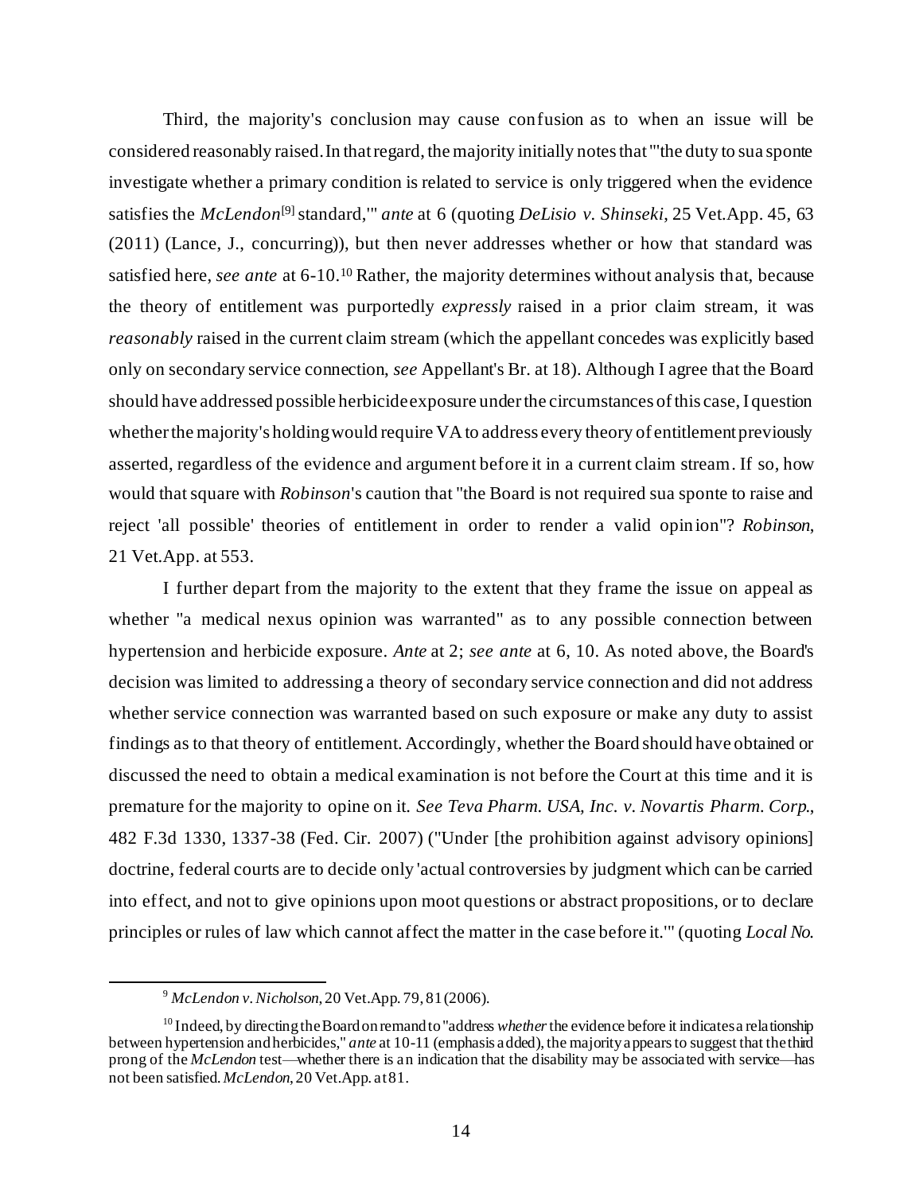Third, the majority's conclusion may cause confusion as to when an issue will be considered reasonably raised. In that regard, the majority initially notes that "'the duty to sua sponte investigate whether a primary condition is related to service is only triggered when the evidence satisfies the *McLendon*[9] standard,'" *ante* at 6 (quoting *DeLisio v. Shinseki*, 25 Vet.App. 45, 63 (2011) (Lance, J., concurring)), but then never addresses whether or how that standard was satisfied here, *see ante* at 6-10.[10] Rather, the majority determines without analysis that, because the theory of entitlement was purportedly *expressly* raised in a prior claim stream, it was *reasonably* raised in the current claim stream (which the appellant concedes was explicitly based only on secondary service connection, *see* Appellant's Br. at 18). Although I agree that the Board should have addressed possible herbicide exposure under the circumstances of this case, I question whether the majority's holding would require VA to address every theory of entitlement previously asserted, regardless of the evidence and argument before it in a current claim stream. If so, how would that square with *Robinson*'s caution that "the Board is not required sua sponte to raise and reject 'all possible' theories of entitlement in order to render a valid opinion"? *Robinson*, 21 Vet.App. at 553.

I further depart from the majority to the extent that they frame the issue on appeal as whether "a medical nexus opinion was warranted" as to any possible connection between hypertension and herbicide exposure. *Ante* at 2; *see ante* at 6, 10. As noted above, the Board's decision was limited to addressing a theory of secondary service connection and did not address whether service connection was warranted based on such exposure or make any duty to assist findings as to that theory of entitlement. Accordingly, whether the Board should have obtained or discussed the need to obtain a medical examination is not before the Court at this time and it is premature for the majority to opine on it. *See Teva Pharm. USA, Inc. v. Novartis Pharm. Corp.*, 482 F.3d 1330, 1337-38 (Fed. Cir. 2007) ("Under [the prohibition against advisory opinions] doctrine, federal courts are to decide only 'actual controversies by judgment which can be carried into effect, and not to give opinions upon moot questions or abstract propositions, or to declare principles or rules of law which cannot affect the matter in the case before it.'" (quoting *Local No.*

---

[9] *McLendon v. Nicholson*, 20 Vet.App. 79, 81 (2006).

[10] Indeed, by directing the Board on remand to "address *whether* the evidence before it indicates a relationship between hypertension and herbicides," *ante* at 10-11 (emphasis added), the majority appears to suggest that the third prong of the *McLendon* test—whether there is an indication that the disability may be associated with service—has not been satisfied. *McLendon*, 20 Vet.App. at 81.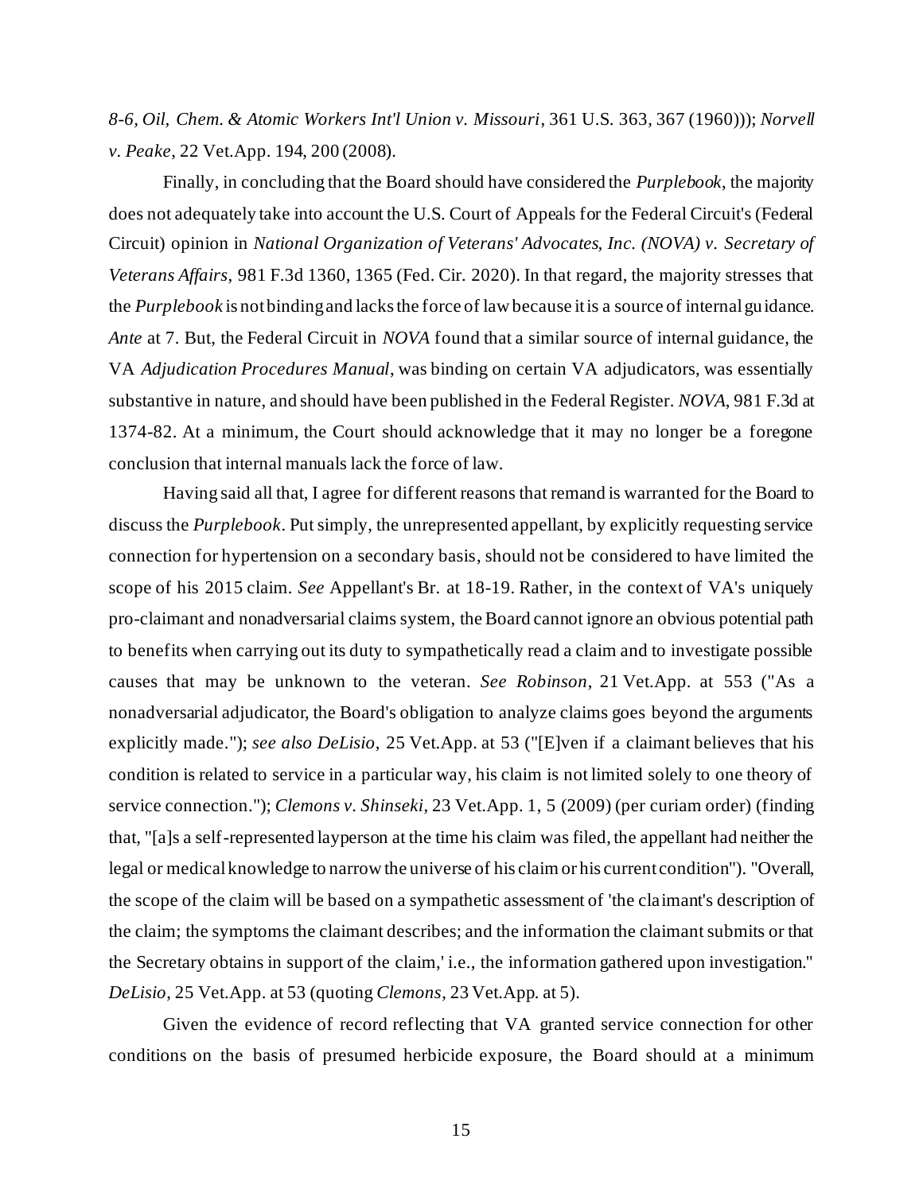*8-6, Oil, Chem. & Atomic Workers Int'l Union v. Missouri*, 361 U.S. 363, 367 (1960))); *Norvell v. Peake*, 22 Vet.App. 194, 200 (2008).

Finally, in concluding that the Board should have considered the *Purplebook*, the majority does not adequately take into account the U.S. Court of Appeals for the Federal Circuit's (Federal Circuit) opinion in *National Organization of Veterans' Advocates, Inc. (NOVA) v. Secretary of Veterans Affairs*, 981 F.3d 1360, 1365 (Fed. Cir. 2020). In that regard, the majority stresses that the *Purplebook* is not binding and lacks the force of law because it is a source of internal guidance. *Ante* at 7. But, the Federal Circuit in *NOVA* found that a similar source of internal guidance, the VA *Adjudication Procedures Manual*, was binding on certain VA adjudicators, was essentially substantive in nature, and should have been published in the Federal Register. *NOVA*, 981 F.3d at 1374-82. At a minimum, the Court should acknowledge that it may no longer be a foregone conclusion that internal manuals lack the force of law.

Having said all that, I agree for different reasons that remand is warranted for the Board to discuss the *Purplebook*. Put simply, the unrepresented appellant, by explicitly requesting service connection for hypertension on a secondary basis, should not be considered to have limited the scope of his 2015 claim. *See* Appellant's Br. at 18-19. Rather, in the context of VA's uniquely pro-claimant and nonadversarial claims system, the Board cannot ignore an obvious potential path to benefits when carrying out its duty to sympathetically read a claim and to investigate possible causes that may be unknown to the veteran. *See Robinson*, 21 Vet.App. at 553 ("As a nonadversarial adjudicator, the Board's obligation to analyze claims goes beyond the arguments explicitly made."); *see also DeLisio*, 25 Vet.App. at 53 ("[E]ven if a claimant believes that his condition is related to service in a particular way, his claim is not limited solely to one theory of service connection."); *Clemons v. Shinseki*, 23 Vet.App. 1, 5 (2009) (per curiam order) (finding that, "[a]s a self-represented layperson at the time his claim was filed, the appellant had neither the legal or medical knowledge to narrow the universe of his claim or his current condition"). "Overall, the scope of the claim will be based on a sympathetic assessment of 'the claimant's description of the claim; the symptoms the claimant describes; and the information the claimant submits or that the Secretary obtains in support of the claim,' i.e., the information gathered upon investigation." *DeLisio*, 25 Vet.App. at 53 (quoting *Clemons*, 23 Vet.App. at 5).

Given the evidence of record reflecting that VA granted service connection for other conditions on the basis of presumed herbicide exposure, the Board should at a minimum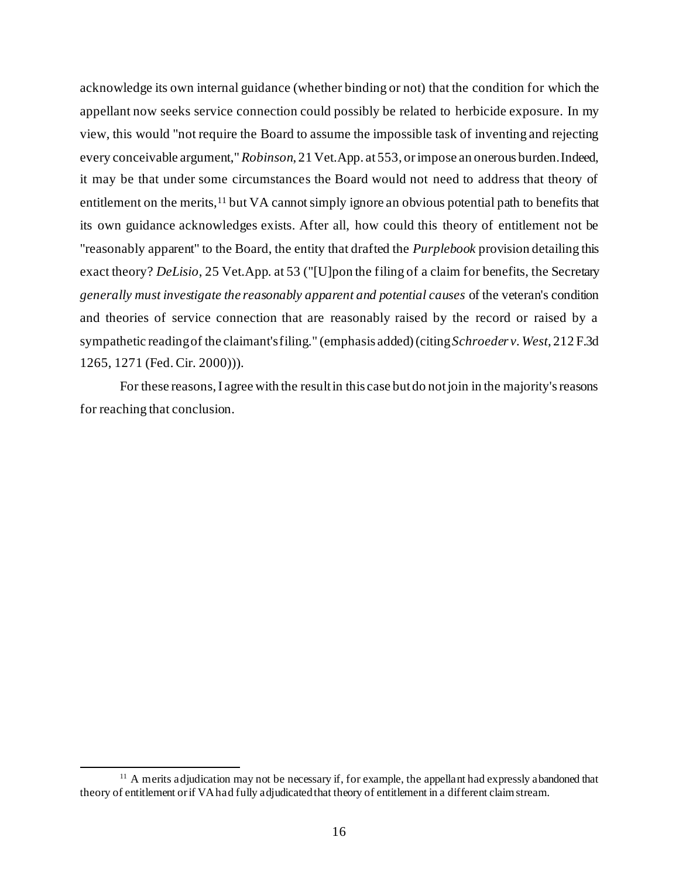acknowledge its own internal guidance (whether binding or not) that the condition for which the appellant now seeks service connection could possibly be related to herbicide exposure. In my view, this would "not require the Board to assume the impossible task of inventing and rejecting every conceivable argument," *Robinson*, 21 Vet.App. at 553, or impose an onerous burden. Indeed, it may be that under some circumstances the Board would not need to address that theory of entitlement on the merits,[11] but VA cannot simply ignore an obvious potential path to benefits that its own guidance acknowledges exists. After all, how could this theory of entitlement not be "reasonably apparent" to the Board, the entity that drafted the *Purplebook* provision detailing this exact theory? *DeLisio*, 25 Vet.App. at 53 ("[U]pon the filing of a claim for benefits, the Secretary *generally must investigate the reasonably apparent and potential causes* of the veteran's condition and theories of service connection that are reasonably raised by the record or raised by a sympathetic reading of the claimant's filing." (emphasis added) (citing *Schroeder v. West*, 212 F.3d 1265, 1271 (Fed. Cir. 2000))).

For these reasons, I agree with the result in this case but do not join in the majority's reasons for reaching that conclusion.

[11] A merits adjudication may not be necessary if, for example, the appellant had expressly abandoned that theory of entitlement or if VA had fully adjudicated that theory of entitlement in a different claim stream.